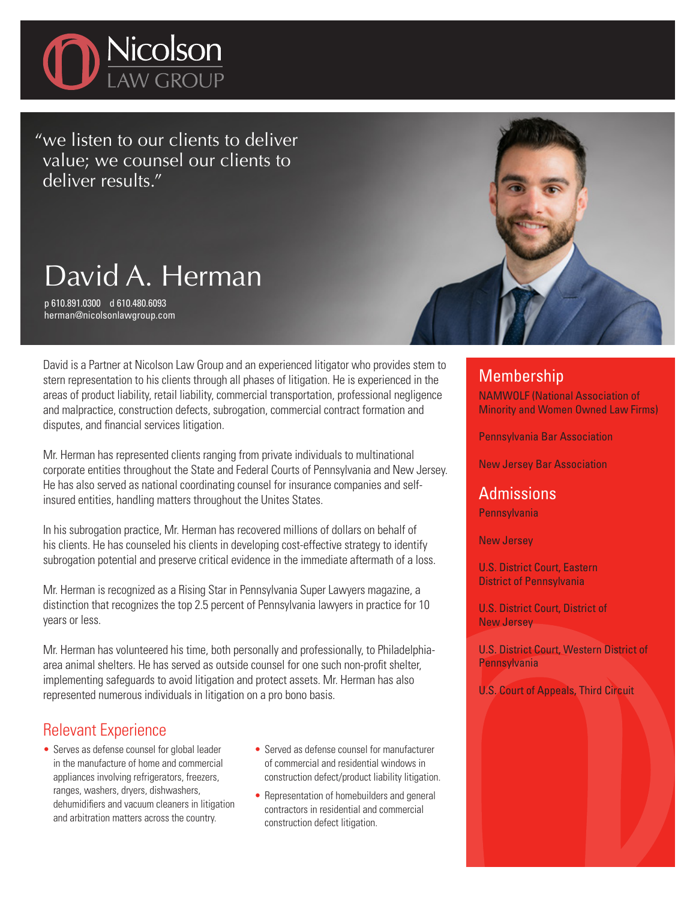# Nicolson LAW GROUP

"we listen to our clients to deliver value; we counsel our clients to deliver results."

# David A. Herman

p 610.891.0300 d 610.480.6093
herman@nicolsonlawgroup.com

David is a Partner at Nicolson Law Group and an experienced litigator who provides stem to stern representation to his clients through all phases of litigation. He is experienced in the areas of product liability, retail liability, commercial transportation, professional negligence and malpractice, construction defects, subrogation, commercial contract formation and disputes, and financial services litigation.

Mr. Herman has represented clients ranging from private individuals to multinational corporate entities throughout the State and Federal Courts of Pennsylvania and New Jersey. He has also served as national coordinating counsel for insurance companies and self-insured entities, handling matters throughout the Unites States.

In his subrogation practice, Mr. Herman has recovered millions of dollars on behalf of his clients. He has counseled his clients in developing cost-effective strategy to identify subrogation potential and preserve critical evidence in the immediate aftermath of a loss.

Mr. Herman is recognized as a Rising Star in Pennsylvania Super Lawyers magazine, a distinction that recognizes the top 2.5 percent of Pennsylvania lawyers in practice for 10 years or less.

Mr. Herman has volunteered his time, both personally and professionally, to Philadelphia-area animal shelters. He has served as outside counsel for one such non-profit shelter, implementing safeguards to avoid litigation and protect assets. Mr. Herman has also represented numerous individuals in litigation on a pro bono basis.

## Relevant Experience

- Serves as defense counsel for global leader in the manufacture of home and commercial appliances involving refrigerators, freezers, ranges, washers, dryers, dishwashers, dehumidifiers and vacuum cleaners in litigation and arbitration matters across the country.
- Served as defense counsel for manufacturer of commercial and residential windows in construction defect/product liability litigation.
- Representation of homebuilders and general contractors in residential and commercial construction defect litigation.

## Membership

NAMWOLF (National Association of Minority and Women Owned Law Firms)

Pennsylvania Bar Association

New Jersey Bar Association

## Admissions

Pennsylvania

New Jersey

U.S. District Court, Eastern District of Pennsylvania

U.S. District Court, District of New Jersey

U.S. District Court, Western District of Pennsylvania

U.S. Court of Appeals, Third Circuit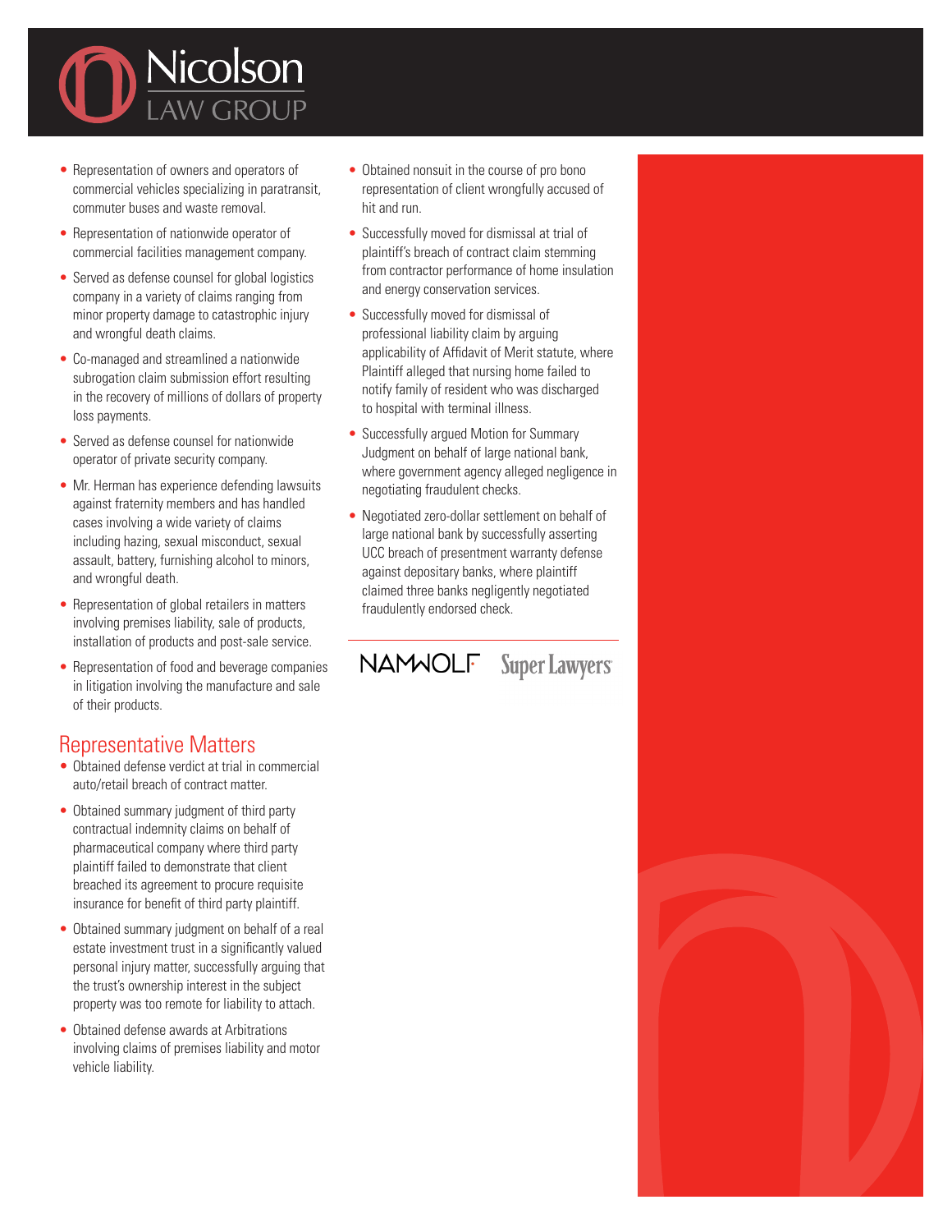# Nicolson LAW GROUP

- Representation of owners and operators of commercial vehicles specializing in paratransit, commuter buses and waste removal.
- Representation of nationwide operator of commercial facilities management company.
- Served as defense counsel for global logistics company in a variety of claims ranging from minor property damage to catastrophic injury and wrongful death claims.
- Co-managed and streamlined a nationwide subrogation claim submission effort resulting in the recovery of millions of dollars of property loss payments.
- Served as defense counsel for nationwide operator of private security company.
- Mr. Herman has experience defending lawsuits against fraternity members and has handled cases involving a wide variety of claims including hazing, sexual misconduct, sexual assault, battery, furnishing alcohol to minors, and wrongful death.
- Representation of global retailers in matters involving premises liability, sale of products, installation of products and post-sale service.
- Representation of food and beverage companies in litigation involving the manufacture and sale of their products.

## Representative Matters

- Obtained defense verdict at trial in commercial auto/retail breach of contract matter.
- Obtained summary judgment of third party contractual indemnity claims on behalf of pharmaceutical company where third party plaintiff failed to demonstrate that client breached its agreement to procure requisite insurance for benefit of third party plaintiff.
- Obtained summary judgment on behalf of a real estate investment trust in a significantly valued personal injury matter, successfully arguing that the trust's ownership interest in the subject property was too remote for liability to attach.
- Obtained defense awards at Arbitrations involving claims of premises liability and motor vehicle liability.
- Obtained nonsuit in the course of pro bono representation of client wrongfully accused of hit and run.
- Successfully moved for dismissal at trial of plaintiff's breach of contract claim stemming from contractor performance of home insulation and energy conservation services.
- Successfully moved for dismissal of professional liability claim by arguing applicability of Affidavit of Merit statute, where Plaintiff alleged that nursing home failed to notify family of resident who was discharged to hospital with terminal illness.
- Successfully argued Motion for Summary Judgment on behalf of large national bank, where government agency alleged negligence in negotiating fraudulent checks.
- Negotiated zero-dollar settlement on behalf of large national bank by successfully asserting UCC breach of presentment warranty defense against depositary banks, where plaintiff claimed three banks negligently negotiated fraudulently endorsed check.

NAMWOLF Super Lawyers